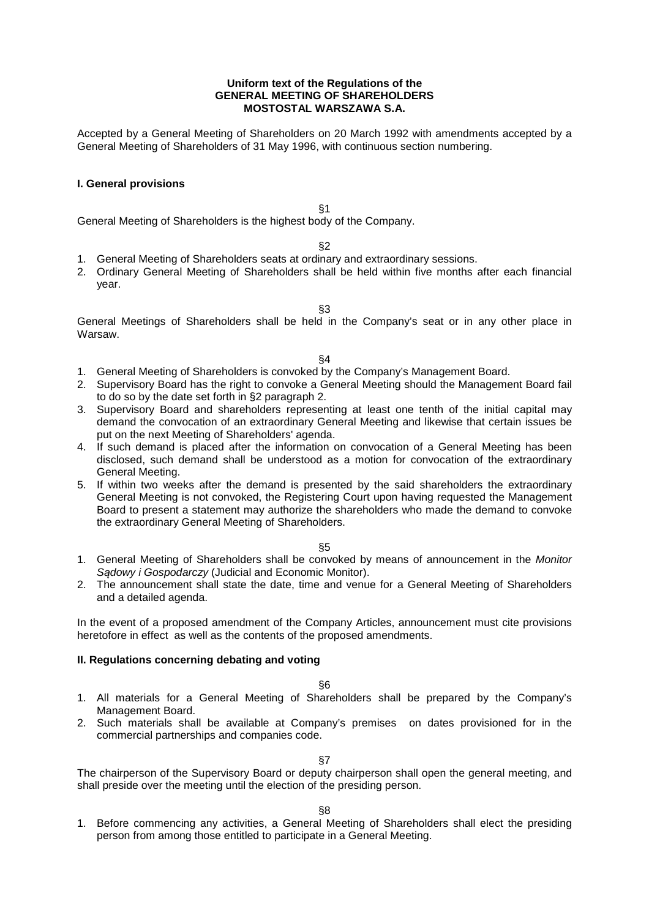**Uniform text of the Regulations of the**
**GENERAL MEETING OF SHAREHOLDERS**
**MOSTOSTAL WARSZAWA S.A.**

Accepted by a General Meeting of Shareholders on 20 March 1992 with amendments accepted by a General Meeting of Shareholders of 31 May 1996, with continuous section numbering.

## I. General provisions

§1

General Meeting of Shareholders is the highest body of the Company.

§2

1. General Meeting of Shareholders seats at ordinary and extraordinary sessions.
2. Ordinary General Meeting of Shareholders shall be held within five months after each financial year.

§3

General Meetings of Shareholders shall be held in the Company's seat or in any other place in Warsaw.

§4

1. General Meeting of Shareholders is convoked by the Company's Management Board.
2. Supervisory Board has the right to convoke a General Meeting should the Management Board fail to do so by the date set forth in §2 paragraph 2.
3. Supervisory Board and shareholders representing at least one tenth of the initial capital may demand the convocation of an extraordinary General Meeting and likewise that certain issues be put on the next Meeting of Shareholders' agenda.
4. If such demand is placed after the information on convocation of a General Meeting has been disclosed, such demand shall be understood as a motion for convocation of the extraordinary General Meeting.
5. If within two weeks after the demand is presented by the said shareholders the extraordinary General Meeting is not convoked, the Registering Court upon having requested the Management Board to present a statement may authorize the shareholders who made the demand to convoke the extraordinary General Meeting of Shareholders.

§5

1. General Meeting of Shareholders shall be convoked by means of announcement in the *Monitor Sądowy i Gospodarczy* (Judicial and Economic Monitor).
2. The announcement shall state the date, time and venue for a General Meeting of Shareholders and a detailed agenda.

In the event of a proposed amendment of the Company Articles, announcement must cite provisions heretofore in effect as well as the contents of the proposed amendments.

## II. Regulations concerning debating and voting

§6

1. All materials for a General Meeting of Shareholders shall be prepared by the Company's Management Board.
2. Such materials shall be available at Company's premises on dates provisioned for in the commercial partnerships and companies code.

§7

The chairperson of the Supervisory Board or deputy chairperson shall open the general meeting, and shall preside over the meeting until the election of the presiding person.

§8

1. Before commencing any activities, a General Meeting of Shareholders shall elect the presiding person from among those entitled to participate in a General Meeting.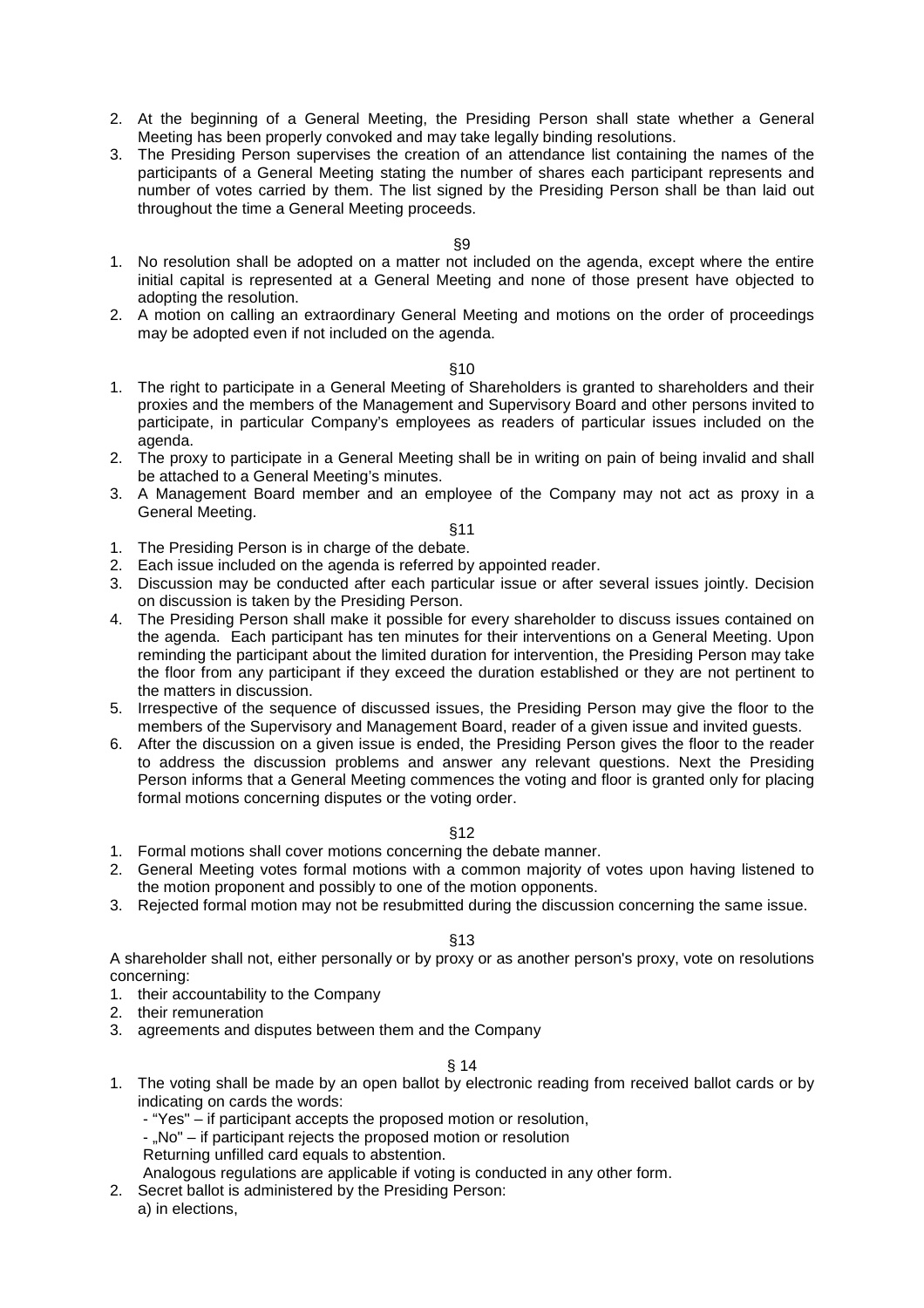2. At the beginning of a General Meeting, the Presiding Person shall state whether a General Meeting has been properly convoked and may take legally binding resolutions.
3. The Presiding Person supervises the creation of an attendance list containing the names of the participants of a General Meeting stating the number of shares each participant represents and number of votes carried by them. The list signed by the Presiding Person shall be than laid out throughout the time a General Meeting proceeds.

§9

1. No resolution shall be adopted on a matter not included on the agenda, except where the entire initial capital is represented at a General Meeting and none of those present have objected to adopting the resolution.
2. A motion on calling an extraordinary General Meeting and motions on the order of proceedings may be adopted even if not included on the agenda.

§10

1. The right to participate in a General Meeting of Shareholders is granted to shareholders and their proxies and the members of the Management and Supervisory Board and other persons invited to participate, in particular Company's employees as readers of particular issues included on the agenda.
2. The proxy to participate in a General Meeting shall be in writing on pain of being invalid and shall be attached to a General Meeting's minutes.
3. A Management Board member and an employee of the Company may not act as proxy in a General Meeting.

§11

1. The Presiding Person is in charge of the debate.
2. Each issue included on the agenda is referred by appointed reader.
3. Discussion may be conducted after each particular issue or after several issues jointly. Decision on discussion is taken by the Presiding Person.
4. The Presiding Person shall make it possible for every shareholder to discuss issues contained on the agenda. Each participant has ten minutes for their interventions on a General Meeting. Upon reminding the participant about the limited duration for intervention, the Presiding Person may take the floor from any participant if they exceed the duration established or they are not pertinent to the matters in discussion.
5. Irrespective of the sequence of discussed issues, the Presiding Person may give the floor to the members of the Supervisory and Management Board, reader of a given issue and invited guests.
6. After the discussion on a given issue is ended, the Presiding Person gives the floor to the reader to address the discussion problems and answer any relevant questions. Next the Presiding Person informs that a General Meeting commences the voting and floor is granted only for placing formal motions concerning disputes or the voting order.

§12

1. Formal motions shall cover motions concerning the debate manner.
2. General Meeting votes formal motions with a common majority of votes upon having listened to the motion proponent and possibly to one of the motion opponents.
3. Rejected formal motion may not be resubmitted during the discussion concerning the same issue.

§13

A shareholder shall not, either personally or by proxy or as another person's proxy, vote on resolutions concerning:

1. their accountability to the Company
2. their remuneration
3. agreements and disputes between them and the Company

§ 14

1. The voting shall be made by an open ballot by electronic reading from received ballot cards or by indicating on cards the words:
   - "Yes" – if participant accepts the proposed motion or resolution,
   - „No" – if participant rejects the proposed motion or resolution

   Returning unfilled card equals to abstention.

   Analogous regulations are applicable if voting is conducted in any other form.
2. Secret ballot is administered by the Presiding Person:

   a) in elections,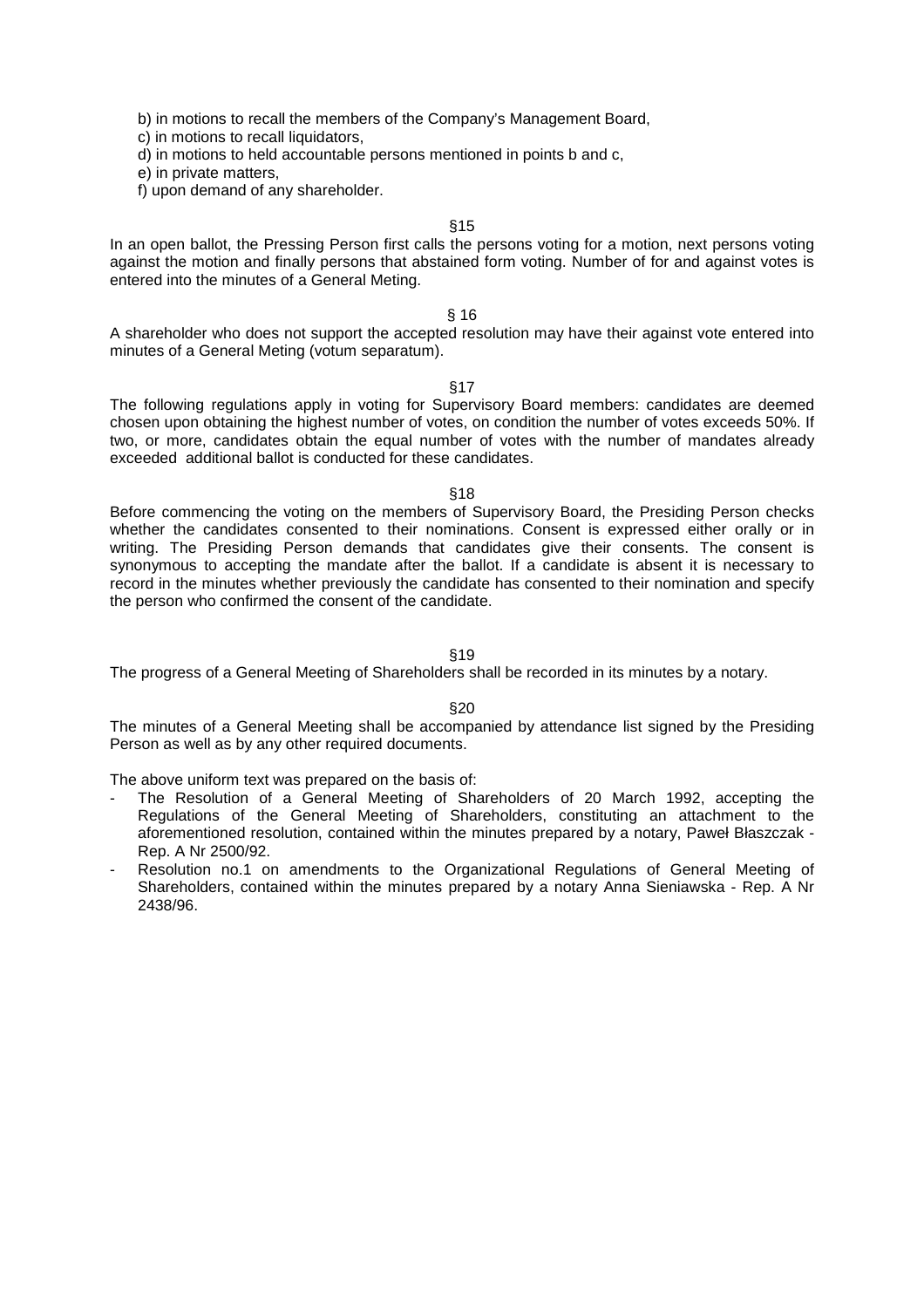b) in motions to recall the members of the Company's Management Board,

c) in motions to recall liquidators,

d) in motions to held accountable persons mentioned in points b and c,

e) in private matters,

f) upon demand of any shareholder.

§15

In an open ballot, the Pressing Person first calls the persons voting for a motion, next persons voting against the motion and finally persons that abstained form voting. Number of for and against votes is entered into the minutes of a General Meting.

§ 16

A shareholder who does not support the accepted resolution may have their against vote entered into minutes of a General Meting (votum separatum).

§17

The following regulations apply in voting for Supervisory Board members: candidates are deemed chosen upon obtaining the highest number of votes, on condition the number of votes exceeds 50%. If two, or more, candidates obtain the equal number of votes with the number of mandates already exceeded additional ballot is conducted for these candidates.

§18

Before commencing the voting on the members of Supervisory Board, the Presiding Person checks whether the candidates consented to their nominations. Consent is expressed either orally or in writing. The Presiding Person demands that candidates give their consents. The consent is synonymous to accepting the mandate after the ballot. If a candidate is absent it is necessary to record in the minutes whether previously the candidate has consented to their nomination and specify the person who confirmed the consent of the candidate.

§19

The progress of a General Meeting of Shareholders shall be recorded in its minutes by a notary.

§20

The minutes of a General Meeting shall be accompanied by attendance list signed by the Presiding Person as well as by any other required documents.

The above uniform text was prepared on the basis of:

- The Resolution of a General Meeting of Shareholders of 20 March 1992, accepting the Regulations of the General Meeting of Shareholders, constituting an attachment to the aforementioned resolution, contained within the minutes prepared by a notary, Paweł Błaszczak - Rep. A Nr 2500/92.
- Resolution no.1 on amendments to the Organizational Regulations of General Meeting of Shareholders, contained within the minutes prepared by a notary Anna Sieniawska - Rep. A Nr 2438/96.